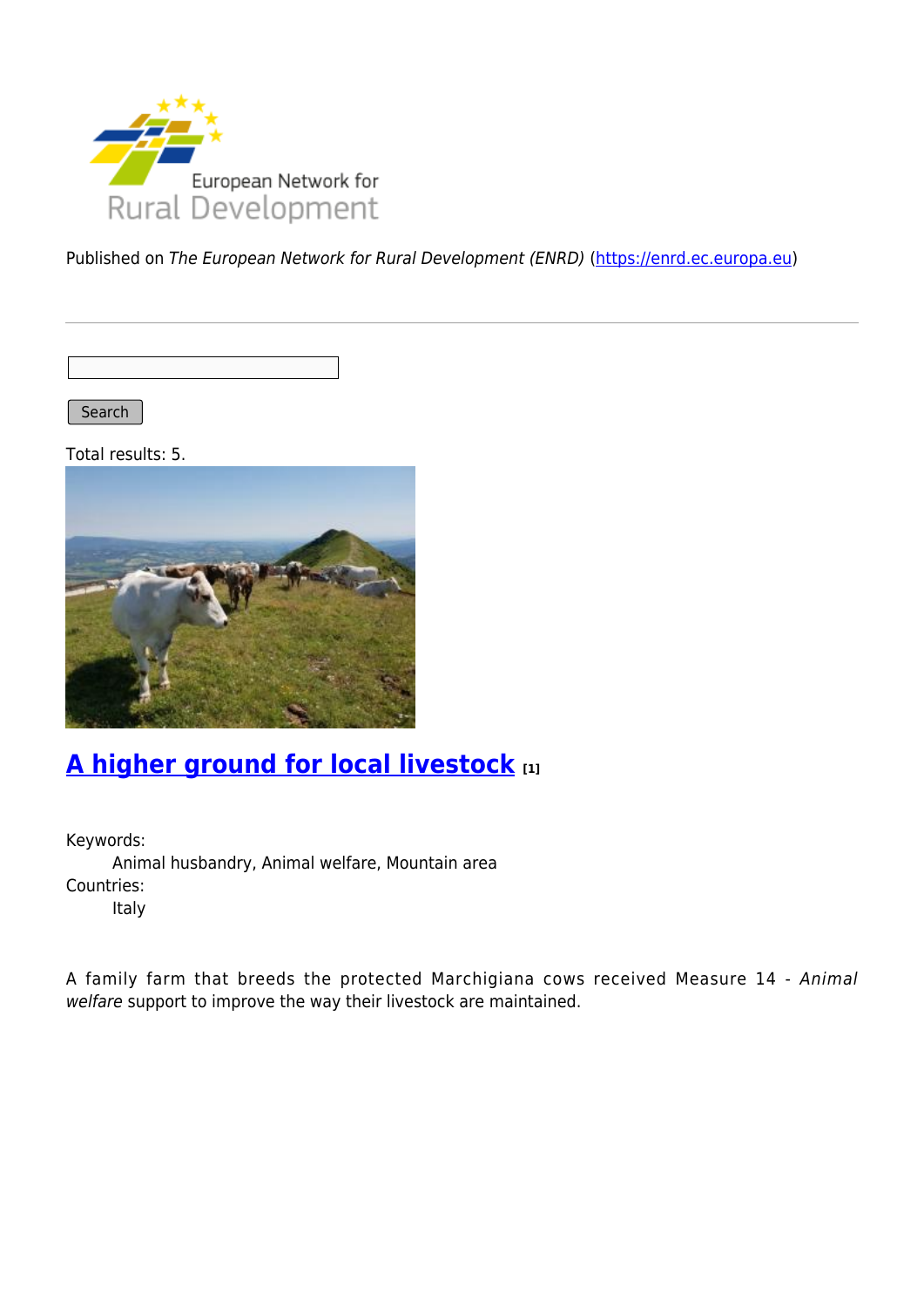Published on *The European Network for Rural Development (ENRD)* (https://enrd.ec.europa.eu)

Search

Total results: 5.

## A higher ground for local livestock [1]

Keywords:
Animal husbandry, Animal welfare, Mountain area

Countries:
Italy

A family farm that breeds the protected Marchigiana cows received Measure 14 - *Animal welfare* support to improve the way their livestock are maintained.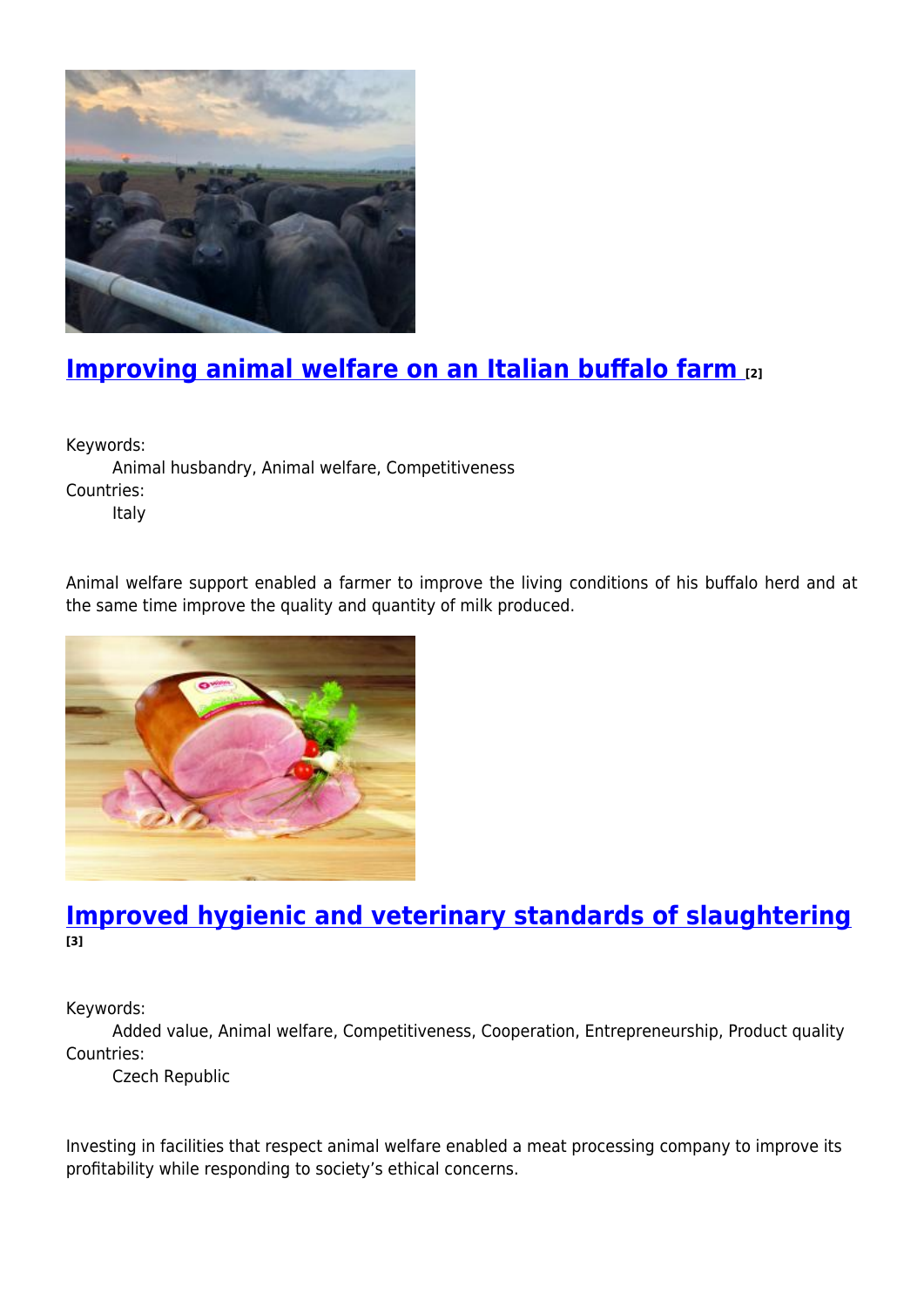## Improving animal welfare on an Italian buffalo farm [2]

Keywords:
    Animal husbandry, Animal welfare, Competitiveness
Countries:
    Italy

Animal welfare support enabled a farmer to improve the living conditions of his buffalo herd and at the same time improve the quality and quantity of milk produced.

## Improved hygienic and veterinary standards of slaughtering [3]

Keywords:
    Added value, Animal welfare, Competitiveness, Cooperation, Entrepreneurship, Product quality
Countries:
    Czech Republic

Investing in facilities that respect animal welfare enabled a meat processing company to improve its profitability while responding to society's ethical concerns.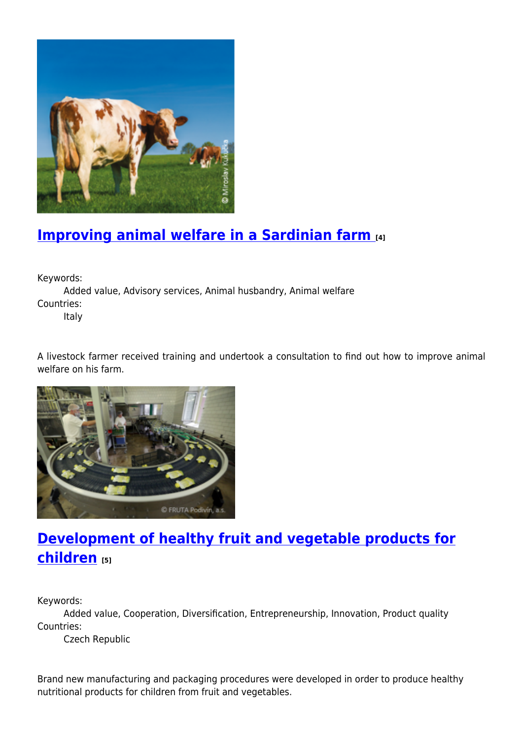## [Improving animal welfare in a Sardinian farm](#) [4]

Keywords:
    Added value, Advisory services, Animal husbandry, Animal welfare
Countries:
    Italy

A livestock farmer received training and undertook a consultation to find out how to improve animal welfare on his farm.

## [Development of healthy fruit and vegetable products for children](#) [5]

Keywords:
    Added value, Cooperation, Diversification, Entrepreneurship, Innovation, Product quality
Countries:
    Czech Republic

Brand new manufacturing and packaging procedures were developed in order to produce healthy nutritional products for children from fruit and vegetables.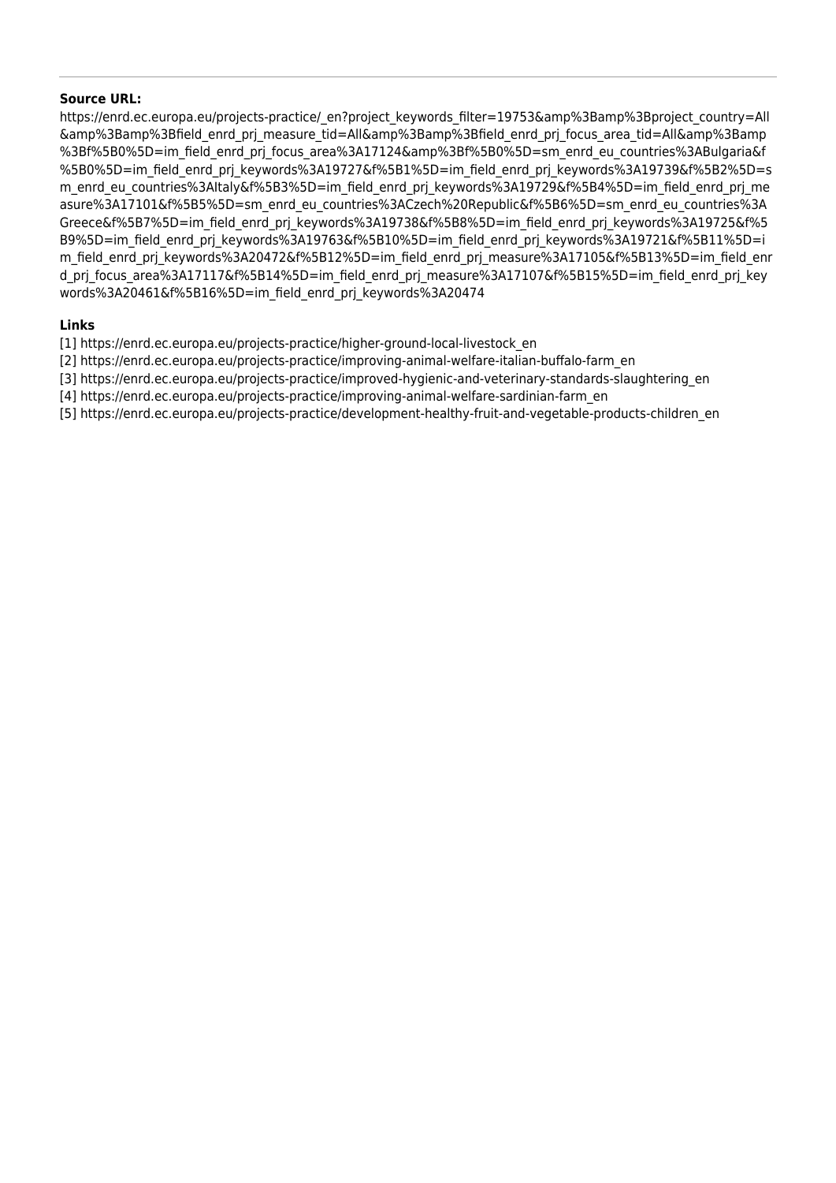**Source URL:**
https://enrd.ec.europa.eu/projects-practice/_en?project_keywords_filter=19753&amp%3Bamp%3Bproject_country=All&amp%3Bamp%3Bfield_enrd_prj_measure_tid=All&amp%3Bamp%3Bfield_enrd_prj_focus_area_tid=All&amp%3Bamp%3Bf%5B0%5D=im_field_enrd_prj_focus_area%3A17124&amp%3Bf%5B0%5D=sm_enrd_eu_countries%3ABulgaria&f%5B0%5D=im_field_enrd_prj_keywords%3A19727&f%5B1%5D=im_field_enrd_prj_keywords%3A19739&f%5B2%5D=sm_enrd_eu_countries%3AItaly&f%5B3%5D=im_field_enrd_prj_keywords%3A19729&f%5B4%5D=im_field_enrd_prj_measure%3A17101&f%5B5%5D=sm_enrd_eu_countries%3ACzech%20Republic&f%5B6%5D=sm_enrd_eu_countries%3AGreece&f%5B7%5D=im_field_enrd_prj_keywords%3A19738&f%5B8%5D=im_field_enrd_prj_keywords%3A19725&f%5B9%5D=im_field_enrd_prj_keywords%3A19763&f%5B10%5D=im_field_enrd_prj_keywords%3A19721&f%5B11%5D=im_field_enrd_prj_keywords%3A20472&f%5B12%5D=im_field_enrd_prj_measure%3A17105&f%5B13%5D=im_field_enrd_prj_focus_area%3A17117&f%5B14%5D=im_field_enrd_prj_measure%3A17107&f%5B15%5D=im_field_enrd_prj_keywords%3A20461&f%5B16%5D=im_field_enrd_prj_keywords%3A20474

**Links**
[1] https://enrd.ec.europa.eu/projects-practice/higher-ground-local-livestock_en
[2] https://enrd.ec.europa.eu/projects-practice/improving-animal-welfare-italian-buffalo-farm_en
[3] https://enrd.ec.europa.eu/projects-practice/improved-hygienic-and-veterinary-standards-slaughtering_en
[4] https://enrd.ec.europa.eu/projects-practice/improving-animal-welfare-sardinian-farm_en
[5] https://enrd.ec.europa.eu/projects-practice/development-healthy-fruit-and-vegetable-products-children_en